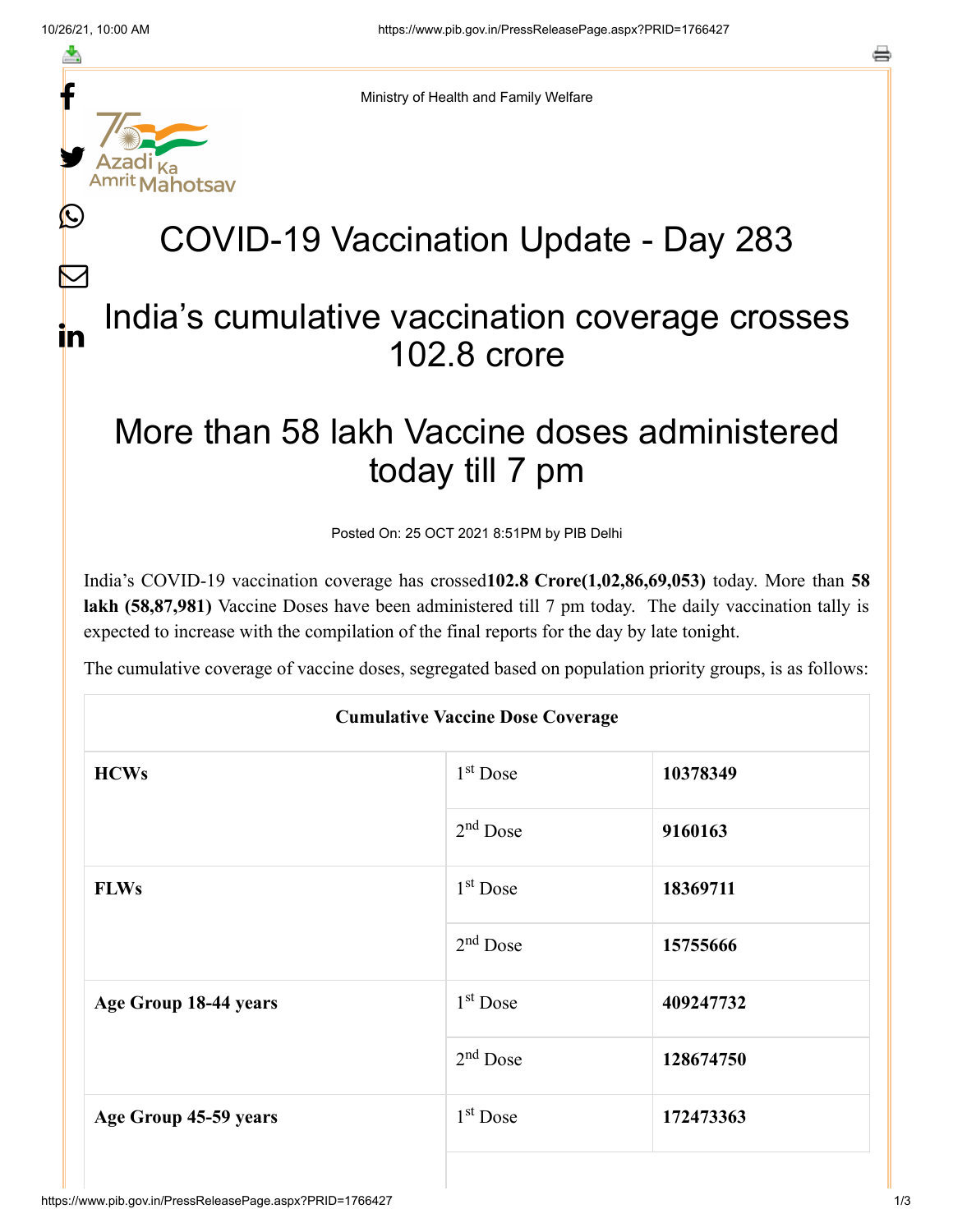Ministry of Health and Family Welfare

# COVID-19 Vaccination Update - Day 283

## India's cumulative vaccination coverage crosses 102.8 crore

## More than 58 lakh Vaccine doses administered today till 7 pm

Posted On: 25 OCT 2021 8:51PM by PIB Delhi

India's COVID-19 vaccination coverage has crossed**102.8 Crore(1,02,86,69,053)** today. More than **58 lakh (58,87,981)** Vaccine Doses have been administered till 7 pm today. The daily vaccination tally is expected to increase with the compilation of the final reports for the day by late tonight.

The cumulative coverage of vaccine doses, segregated based on population priority groups, is as follows:

| Cumulative Vaccine Dose Coverage | | |
|---|---|---|
| **HCWs** | 1st Dose | **10378349** |
| | 2nd Dose | **9160163** |
| **FLWs** | 1st Dose | **18369711** |
| | 2nd Dose | **15755666** |
| **Age Group 18-44 years** | 1st Dose | **409247732** |
| | 2nd Dose | **128674750** |
| **Age Group 45-59 years** | 1st Dose | **172473363** |
| | | |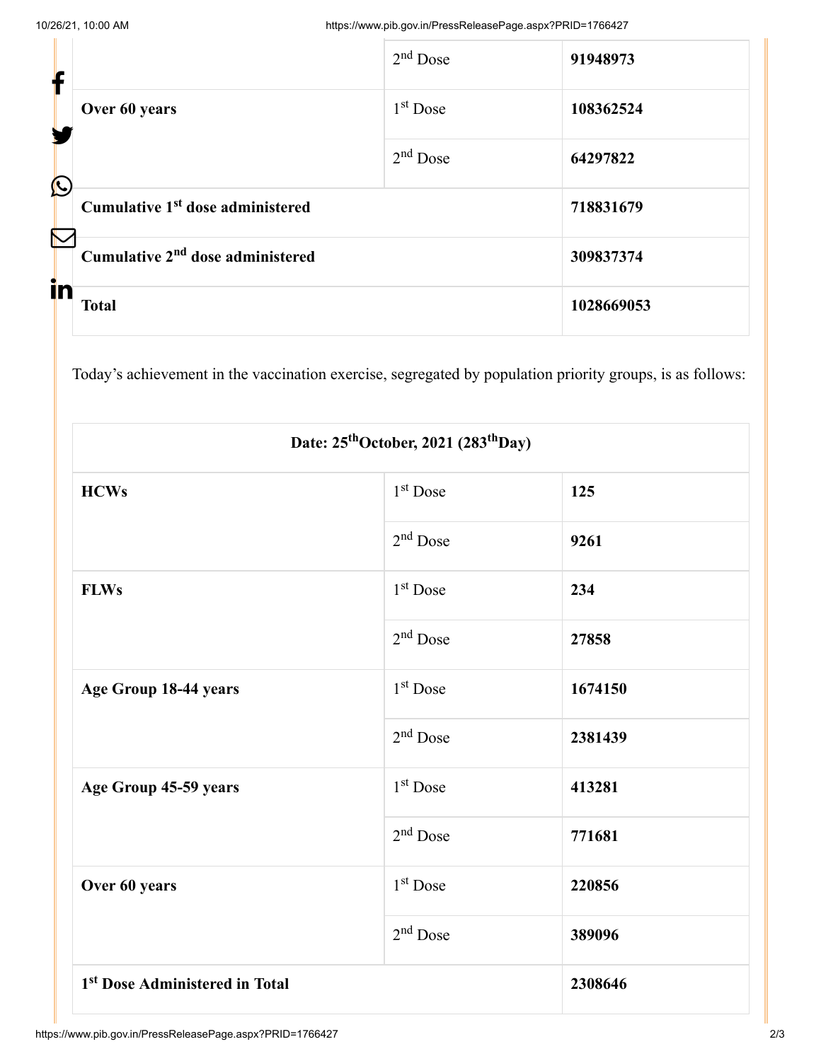| | | |
|---|---|---|
| | 2nd Dose | **91948973** |
| **Over 60 years** | 1st Dose | **108362524** |
| | 2nd Dose | **64297822** |
| **Cumulative 1st dose administered** | | **718831679** |
| **Cumulative 2nd dose administered** | | **309837374** |
| **Total** | | **1028669053** |

Today's achievement in the vaccination exercise, segregated by population priority groups, is as follows:

| **Date: 25th October, 2021 (283rd Day)** | | |
|---|---|---|
| **HCWs** | 1st Dose | **125** |
| | 2nd Dose | **9261** |
| **FLWs** | 1st Dose | **234** |
| | 2nd Dose | **27858** |
| **Age Group 18-44 years** | 1st Dose | **1674150** |
| | 2nd Dose | **2381439** |
| **Age Group 45-59 years** | 1st Dose | **413281** |
| | 2nd Dose | **771681** |
| **Over 60 years** | 1st Dose | **220856** |
| | 2nd Dose | **389096** |
| **1st Dose Administered in Total** | | **2308646** |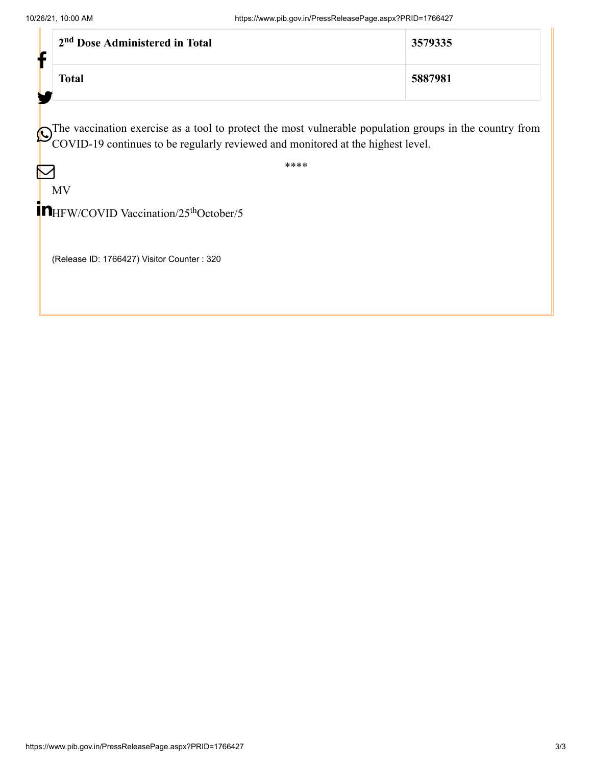| | |
|---|---|
| **2nd Dose Administered in Total** | **3579335** |
| **Total** | **5887981** |

The vaccination exercise as a tool to protect the most vulnerable population groups in the country from COVID-19 continues to be regularly reviewed and monitored at the highest level.

****

MV

HFW/COVID Vaccination/25thOctober/5

(Release ID: 1766427) Visitor Counter : 320